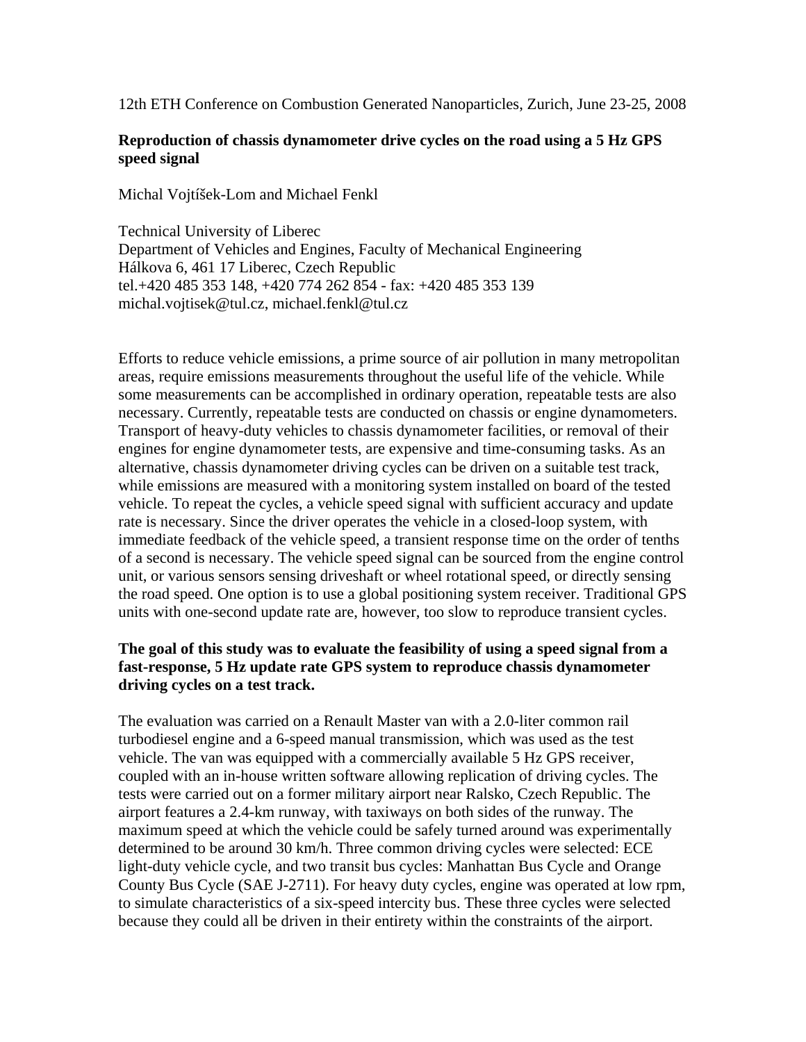12th ETH Conference on Combustion Generated Nanoparticles, Zurich, June 23-25, 2008

# Reproduction of chassis dynamometer drive cycles on the road using a 5 Hz GPS speed signal

Michal Vojtíšek-Lom and Michael Fenkl

Technical University of Liberec
Department of Vehicles and Engines, Faculty of Mechanical Engineering
Hálkova 6, 461 17 Liberec, Czech Republic
tel.+420 485 353 148, +420 774 262 854 - fax: +420 485 353 139
michal.vojtisek@tul.cz, michael.fenkl@tul.cz

Efforts to reduce vehicle emissions, a prime source of air pollution in many metropolitan areas, require emissions measurements throughout the useful life of the vehicle. While some measurements can be accomplished in ordinary operation, repeatable tests are also necessary. Currently, repeatable tests are conducted on chassis or engine dynamometers. Transport of heavy-duty vehicles to chassis dynamometer facilities, or removal of their engines for engine dynamometer tests, are expensive and time-consuming tasks. As an alternative, chassis dynamometer driving cycles can be driven on a suitable test track, while emissions are measured with a monitoring system installed on board of the tested vehicle. To repeat the cycles, a vehicle speed signal with sufficient accuracy and update rate is necessary. Since the driver operates the vehicle in a closed-loop system, with immediate feedback of the vehicle speed, a transient response time on the order of tenths of a second is necessary. The vehicle speed signal can be sourced from the engine control unit, or various sensors sensing driveshaft or wheel rotational speed, or directly sensing the road speed. One option is to use a global positioning system receiver. Traditional GPS units with one-second update rate are, however, too slow to reproduce transient cycles.

**The goal of this study was to evaluate the feasibility of using a speed signal from a fast-response, 5 Hz update rate GPS system to reproduce chassis dynamometer driving cycles on a test track.**

The evaluation was carried on a Renault Master van with a 2.0-liter common rail turbodiesel engine and a 6-speed manual transmission, which was used as the test vehicle. The van was equipped with a commercially available 5 Hz GPS receiver, coupled with an in-house written software allowing replication of driving cycles. The tests were carried out on a former military airport near Ralsko, Czech Republic. The airport features a 2.4-km runway, with taxiways on both sides of the runway. The maximum speed at which the vehicle could be safely turned around was experimentally determined to be around 30 km/h. Three common driving cycles were selected: ECE light-duty vehicle cycle, and two transit bus cycles: Manhattan Bus Cycle and Orange County Bus Cycle (SAE J-2711). For heavy duty cycles, engine was operated at low rpm, to simulate characteristics of a six-speed intercity bus. These three cycles were selected because they could all be driven in their entirety within the constraints of the airport.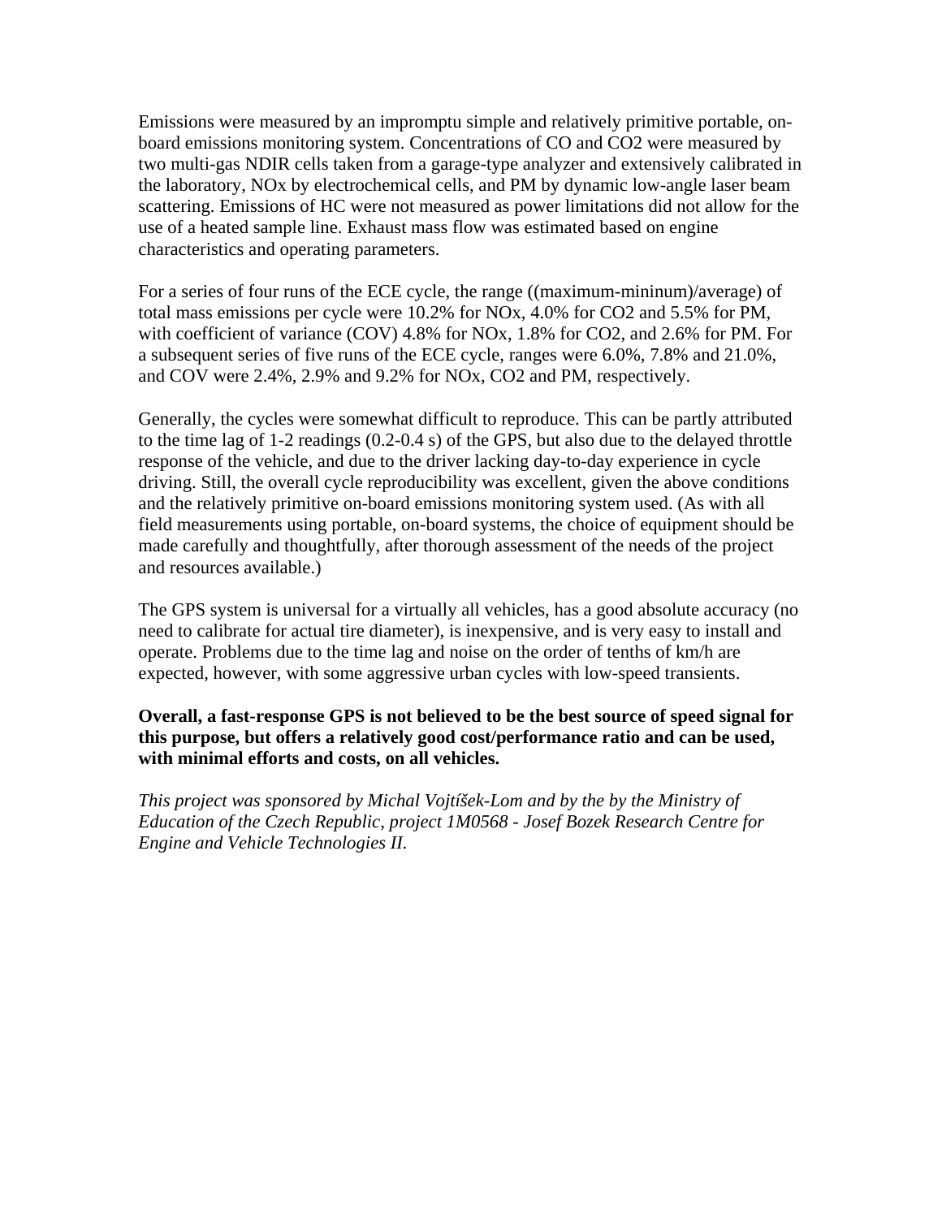Emissions were measured by an impromptu simple and relatively primitive portable, on-board emissions monitoring system. Concentrations of CO and $CO_2$ were measured by two multi-gas NDIR cells taken from a garage-type analyzer and extensively calibrated in the laboratory, $NO_x$ by electrochemical cells, and PM by dynamic low-angle laser beam scattering. Emissions of HC were not measured as power limitations did not allow for the use of a heated sample line. Exhaust mass flow was estimated based on engine characteristics and operating parameters.

For a series of four runs of the ECE cycle, the range ((maximum-mininum)/average) of total mass emissions per cycle were 10.2% for $NO_x$, 4.0% for $CO_2$ and 5.5% for PM, with coefficient of variance (COV) 4.8% for $NO_x$, 1.8% for $CO_2$, and 2.6% for PM. For a subsequent series of five runs of the ECE cycle, ranges were 6.0%, 7.8% and 21.0%, and COV were 2.4%, 2.9% and 9.2% for $NO_x$, $CO_2$ and PM, respectively.

Generally, the cycles were somewhat difficult to reproduce. This can be partly attributed to the time lag of 1-2 readings (0.2-0.4 s) of the GPS, but also due to the delayed throttle response of the vehicle, and due to the driver lacking day-to-day experience in cycle driving. Still, the overall cycle reproducibility was excellent, given the above conditions and the relatively primitive on-board emissions monitoring system used. (As with all field measurements using portable, on-board systems, the choice of equipment should be made carefully and thoughtfully, after thorough assessment of the needs of the project and resources available.)

The GPS system is universal for a virtually all vehicles, has a good absolute accuracy (no need to calibrate for actual tire diameter), is inexpensive, and is very easy to install and operate. Problems due to the time lag and noise on the order of tenths of km/h are expected, however, with some aggressive urban cycles with low-speed transients.

**Overall, a fast-response GPS is not believed to be the best source of speed signal for this purpose, but offers a relatively good cost/performance ratio and can be used, with minimal efforts and costs, on all vehicles.**

*This project was sponsored by Michal Vojtíšek-Lom and by the by the Ministry of Education of the Czech Republic, project 1M0568 - Josef Bozek Research Centre for Engine and Vehicle Technologies II.*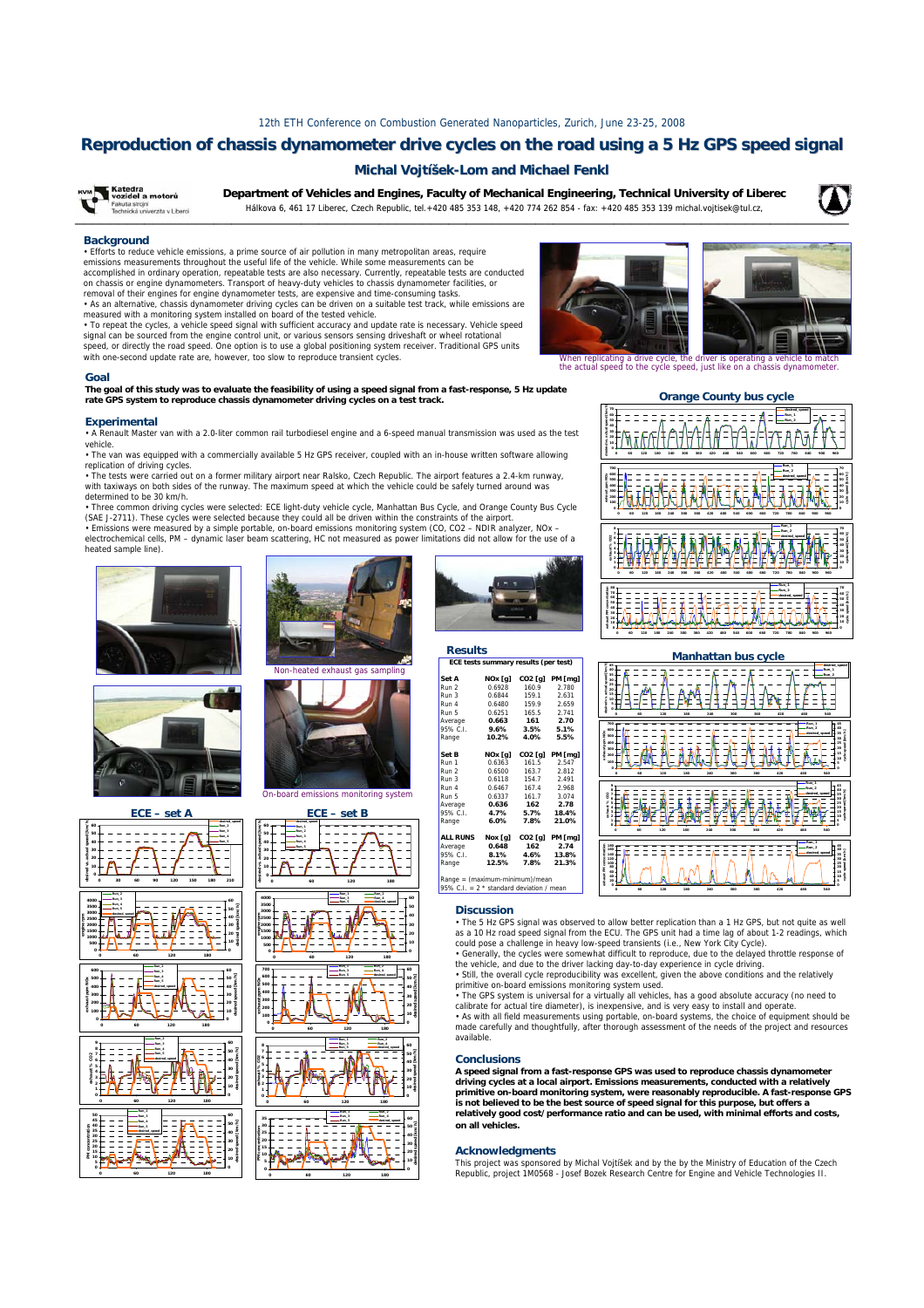12th ETH Conference on Combustion Generated Nanoparticles, Zurich, June 23-25, 2008

# Reproduction of chassis dynamometer drive cycles on the road using a 5 Hz GPS speed signal

**Michal Vojtíšek-Lom and Michael Fenkl**

**Department of Vehicles and Engines, Faculty of Mechanical Engineering, Technical University of Liberec**

Hálkova 6, 461 17 Liberec, Czech Republic, tel.+420 485 353 148, +420 774 262 854 - fax: +420 485 353 139 michal.vojtisek@tul.cz,

## Background

• Efforts to reduce vehicle emissions, a prime source of air pollution in many metropolitan areas, require emissions measurements throughout the useful life of the vehicle. While some measurements can be accomplished in ordinary operation, repeatable tests are also necessary. Currently, repeatable tests are conducted on chassis or engine dynamometers. Transport of heavy-duty vehicles to chassis dynamometer facilities, or removal of their engines for engine dynamometer tests, are expensive and time-consuming tasks.

• As an alternative, chassis dynamometer driving cycles can be driven on a suitable test track, while emissions are measured with a monitoring system installed on board of the tested vehicle.

• To repeat the cycles, a vehicle speed signal with sufficient accuracy and update rate is necessary. Vehicle speed signal can be sourced from the engine control unit, or various sensors sensing driveshaft or wheel rotational speed, or directly the road speed. One option is to use a global positioning system receiver. Traditional GPS units with one-second update rate are, however, too slow to reproduce transient cycles.

When replicating a drive cycle, the driver is operating a vehicle to match the actual speed to the cycle speed, just like on a chassis dynamometer.

## Goal

**The goal of this study was to evaluate the feasibility of using a speed signal from a fast-response, 5 Hz update rate GPS system to reproduce chassis dynamometer driving cycles on a test track.**

## Experimental

• A Renault Master van with a 2.0-liter common rail turbodiesel engine and a 6-speed manual transmission was used as the test vehicle.

• The van was equipped with a commercially available 5 Hz GPS receiver, coupled with an in-house written software allowing replication of driving cycles.

• The tests were carried out on a former military airport near Ralsko, Czech Republic. The airport features a 2.4-km runway, with taxiways on both sides of the runway. The maximum speed at which the vehicle could be safely turned around was determined to be 30 km/h.

• Three common driving cycles were selected: ECE light-duty vehicle cycle, Manhattan Bus Cycle, and Orange County Bus Cycle (SAE J-2711). These cycles were selected because they could all be driven within the constraints of the airport.

• Emissions were measured by a simple portable, on-board emissions monitoring system (CO, CO2 – NDIR analyzer, NOx – electrochemical cells, PM – dynamic laser beam scattering, HC not measured as power limitations did not allow for the use of a heated sample line).

Non-heated exhaust gas sampling

On-board emissions monitoring system

### ECE – set A

### ECE – set B

### Orange County bus cycle

### Manhattan bus cycle

## Results

**ECE tests summary results (per test)**

| Set A | NOx [g] | CO2 [g] | PM [mg] |
|---|---|---|---|
| Run 2 | 0.6928 | 160.9 | 2.780 |
| Run 3 | 0.6844 | 159.1 | 2.631 |
| Run 4 | 0.6480 | 159.9 | 2.659 |
| Run 5 | 0.6251 | 165.5 | 2.741 |
| **Average** | **0.663** | **161** | **2.70** |
| **95% C.I.** | **9.6%** | **3.5%** | **5.1%** |
| **Range** | **10.2%** | **4.0%** | **5.5%** |
| **Set B** | **NOx [g]** | **CO2 [g]** | **PM [mg]** |
| Run 1 | 0.6363 | 161.5 | 2.547 |
| Run 2 | 0.6500 | 163.7 | 2.812 |
| Run 3 | 0.6118 | 154.7 | 2.491 |
| Run 4 | 0.6467 | 167.4 | 2.968 |
| Run 5 | 0.6337 | 161.7 | 3.074 |
| **Average** | **0.636** | **162** | **2.78** |
| **95% C.I.** | **4.7%** | **5.7%** | **18.4%** |
| **Range** | **6.0%** | **7.8%** | **21.0%** |
| **ALL RUNS** | **Nox [g]** | **CO2 [g]** | **PM [mg]** |
| **Average** | **0.648** | **162** | **2.74** |
| **95% C.I.** | **8.1%** | **4.6%** | **13.8%** |
| **Range** | **12.5%** | **7.8%** | **21.3%** |

Range = (maximum-minimum)/mean
95% C.I. = 2 * standard deviation / mean

## Discussion

• The 5 Hz GPS signal was observed to allow better replication than a 1 Hz GPS, but not quite as well as a 10 Hz road speed signal from the ECU. The GPS unit had a time lag of about 1-2 readings, which could pose a challenge in heavy low-speed transients (i.e., New York City Cycle).

• Generally, the cycles were somewhat difficult to reproduce, due to the delayed throttle response of the vehicle, and due to the driver lacking day-to-day experience in cycle driving.

• Still, the overall cycle reproducibility was excellent, given the above conditions and the relatively primitive on-board emissions monitoring system used.

• The GPS system is universal for a virtually all vehicles, has a good absolute accuracy (no need to calibrate for actual tire diameter), is inexpensive, and is very easy to install and operate.

• As with all field measurements using portable, on-board systems, the choice of equipment should be made carefully and thoughtfully, after thorough assessment of the needs of the project and resources available.

## Conclusions

**A speed signal from a fast-response GPS was used to reproduce chassis dynamometer driving cycles at a local airport. Emissions measurements, conducted with a relatively primitive on-board monitoring system, were reasonably reproducible. A fast-response GPS is not believed to be the best source of speed signal for this purpose, but offers a relatively good cost/performance ratio and can be used, with minimal efforts and costs, on all vehicles.**

## Acknowledgments

This project was sponsored by Michal Vojtíšek and by the by the Ministry of Education of the Czech Republic, project 1M0568 - Josef Bozek Research Centre for Engine and Vehicle Technologies II.